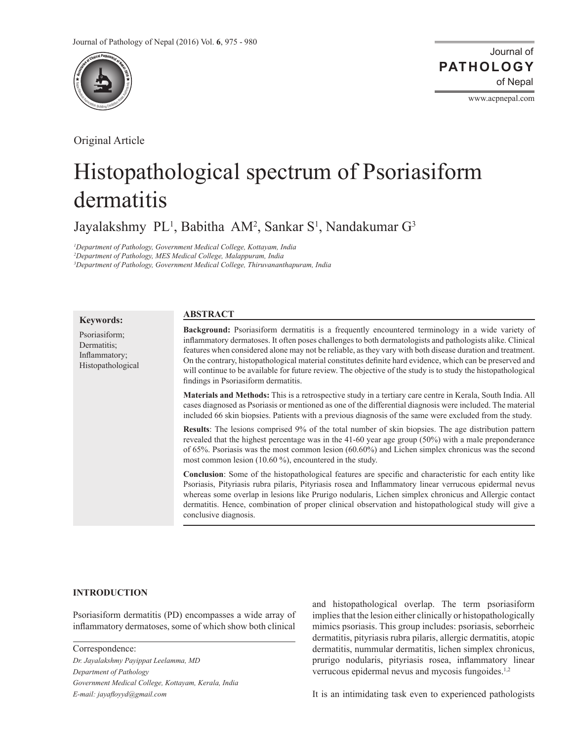Original Article

# Histopathological spectrum of Psoriasiform dermatitis

Jayalakshmy PL[1], Babitha AM[2], Sankar S[1], Nandakumar G[3]

*[1]Department of Pathology, Government Medical College, Kottayam, India*
*[2]Department of Pathology, MES Medical College, Malappuram, India*
*[3]Department of Pathology, Government Medical College, Thiruvananthapuram, India*

**Keywords:**

Psoriasiform; Dermatitis; Inflammatory; Histopathological

## ABSTRACT

**Background:** Psoriasiform dermatitis is a frequently encountered terminology in a wide variety of inflammatory dermatoses. It often poses challenges to both dermatologists and pathologists alike. Clinical features when considered alone may not be reliable, as they vary with both disease duration and treatment. On the contrary, histopathological material constitutes definite hard evidence, which can be preserved and will continue to be available for future review. The objective of the study is to study the histopathological findings in Psoriasiform dermatitis.

**Materials and Methods:** This is a retrospective study in a tertiary care centre in Kerala, South India. All cases diagnosed as Psoriasis or mentioned as one of the differential diagnosis were included. The material included 66 skin biopsies. Patients with a previous diagnosis of the same were excluded from the study.

**Results**: The lesions comprised 9% of the total number of skin biopsies. The age distribution pattern revealed that the highest percentage was in the 41-60 year age group (50%) with a male preponderance of 65%. Psoriasis was the most common lesion (60.60%) and Lichen simplex chronicus was the second most common lesion (10.60 %), encountered in the study.

**Conclusion**: Some of the histopathological features are specific and characteristic for each entity like Psoriasis, Pityriasis rubra pilaris, Pityriasis rosea and Inflammatory linear verrucous epidermal nevus whereas some overlap in lesions like Prurigo nodularis, Lichen simplex chronicus and Allergic contact dermatitis. Hence, combination of proper clinical observation and histopathological study will give a conclusive diagnosis.

## INTRODUCTION

Psoriasiform dermatitis (PD) encompasses a wide array of inflammatory dermatoses, some of which show both clinical and histopathological overlap. The term psoriasiform implies that the lesion either clinically or histopathologically mimics psoriasis. This group includes: psoriasis, seborrheic dermatitis, pityriasis rubra pilaris, allergic dermatitis, atopic dermatitis, nummular dermatitis, lichen simplex chronicus, prurigo nodularis, pityriasis rosea, inflammatory linear verrucous epidermal nevus and mycosis fungoides.[1,2]

It is an intimidating task even to experienced pathologists

Correspondence:
*Dr. Jayalakshmy Payippat Leelamma, MD*
*Department of Pathology*
*Government Medical College, Kottayam, Kerala, India*
*E-mail: jayafloyyd@gmail.com*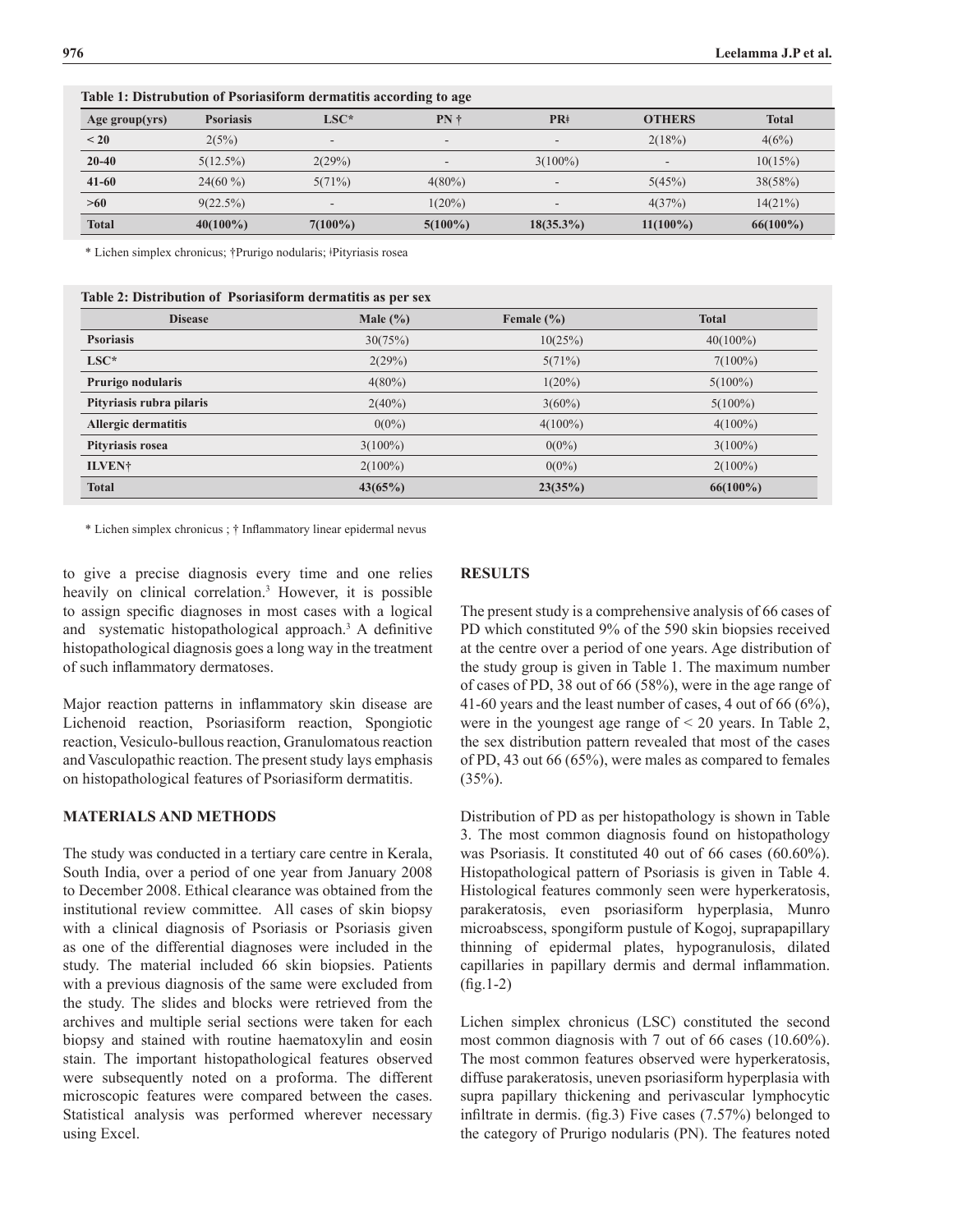**Table 1: Distrubution of Psoriasiform dermatitis according to age**

| Age group(yrs) | Psoriasis | LSC* | PN † | PR‡ | OTHERS | Total |
|---|---|---|---|---|---|---|
| < 20 | 2(5%) | - | - | - | 2(18%) | 4(6%) |
| 20-40 | 5(12.5%) | 2(29%) | - | 3(100%) | - | 10(15%) |
| 41-60 | 24(60 %) | 5(71%) | 4(80%) | - | 5(45%) | 38(58%) |
| >60 | 9(22.5%) | - | 1(20%) | - | 4(37%) | 14(21%) |
| **Total** | **40(100%)** | **7(100%)** | **5(100%)** | **18(35.3%)** | **11(100%)** | **66(100%)** |

\* Lichen simplex chronicus; †Prurigo nodularis; ‡Pityriasis rosea

**Table 2: Distribution of Psoriasiform dermatitis as per sex**

| Disease | Male (%) | Female (%) | Total |
|---|---|---|---|
| **Psoriasis** | 30(75%) | 10(25%) | 40(100%) |
| **LSC*** | 2(29%) | 5(71%) | 7(100%) |
| **Prurigo nodularis** | 4(80%) | 1(20%) | 5(100%) |
| **Pityriasis rubra pilaris** | 2(40%) | 3(60%) | 5(100%) |
| **Allergic dermatitis** | 0(0%) | 4(100%) | 4(100%) |
| **Pityriasis rosea** | 3(100%) | 0(0%) | 3(100%) |
| **ILVEN†** | 2(100%) | 0(0%) | 2(100%) |
| **Total** | **43(65%)** | **23(35%)** | **66(100%)** |

\* Lichen simplex chronicus ; † Inflammatory linear epidermal nevus

to give a precise diagnosis every time and one relies heavily on clinical correlation.[3] However, it is possible to assign specific diagnoses in most cases with a logical and systematic histopathological approach.[3] A definitive histopathological diagnosis goes a long way in the treatment of such inflammatory dermatoses.

Major reaction patterns in inflammatory skin disease are Lichenoid reaction, Psoriasiform reaction, Spongiotic reaction, Vesiculo-bullous reaction, Granulomatous reaction and Vasculopathic reaction. The present study lays emphasis on histopathological features of Psoriasiform dermatitis.

## MATERIALS AND METHODS

The study was conducted in a tertiary care centre in Kerala, South India, over a period of one year from January 2008 to December 2008. Ethical clearance was obtained from the institutional review committee. All cases of skin biopsy with a clinical diagnosis of Psoriasis or Psoriasis given as one of the differential diagnoses were included in the study. The material included 66 skin biopsies. Patients with a previous diagnosis of the same were excluded from the study. The slides and blocks were retrieved from the archives and multiple serial sections were taken for each biopsy and stained with routine haematoxylin and eosin stain. The important histopathological features observed were subsequently noted on a proforma. The different microscopic features were compared between the cases. Statistical analysis was performed wherever necessary using Excel.

## RESULTS

The present study is a comprehensive analysis of 66 cases of PD which constituted 9% of the 590 skin biopsies received at the centre over a period of one years. Age distribution of the study group is given in Table 1. The maximum number of cases of PD, 38 out of 66 (58%), were in the age range of 41-60 years and the least number of cases, 4 out of 66 (6%), were in the youngest age range of < 20 years. In Table 2, the sex distribution pattern revealed that most of the cases of PD, 43 out 66 (65%), were males as compared to females (35%).

Distribution of PD as per histopathology is shown in Table 3. The most common diagnosis found on histopathology was Psoriasis. It constituted 40 out of 66 cases (60.60%). Histopathological pattern of Psoriasis is given in Table 4. Histological features commonly seen were hyperkeratosis, parakeratosis, even psoriasiform hyperplasia, Munro microabscess, spongiform pustule of Kogoj, suprapapillary thinning of epidermal plates, hypogranulosis, dilated capillaries in papillary dermis and dermal inflammation. (fig.1-2)

Lichen simplex chronicus (LSC) constituted the second most common diagnosis with 7 out of 66 cases (10.60%). The most common features observed were hyperkeratosis, diffuse parakeratosis, uneven psoriasiform hyperplasia with supra papillary thickening and perivascular lymphocytic infiltrate in dermis. (fig.3) Five cases (7.57%) belonged to the category of Prurigo nodularis (PN). The features noted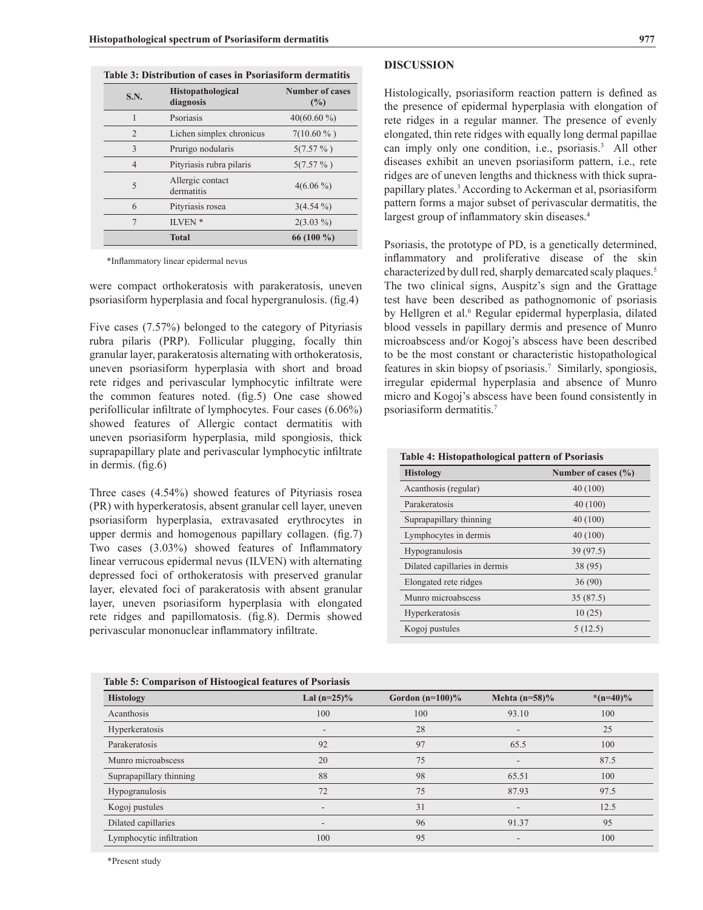**Table 3: Distribution of cases in Psoriasiform dermatitis**

| S.N. | Histopathological diagnosis | Number of cases (%) |
|---|---|---|
| 1 | Psoriasis | 40(60.60 %) |
| 2 | Lichen simplex chronicus | 7(10.60 % ) |
| 3 | Prurigo nodularis | 5(7.57 % ) |
| 4 | Pityriasis rubra pilaris | 5(7.57 % ) |
| 5 | Allergic contact dermatitis | 4(6.06 %) |
| 6 | Pityriasis rosea | 3(4.54 %) |
| 7 | ILVEN * | 2(3.03 %) |
| | **Total** | **66 (100 %)** |

*Inflammatory linear epidermal nevus

were compact orthokeratosis with parakeratosis, uneven psoriasiform hyperplasia and focal hypergranulosis. (fig.4)

Five cases (7.57%) belonged to the category of Pityriasis rubra pilaris (PRP). Follicular plugging, focally thin granular layer, parakeratosis alternating with orthokeratosis, uneven psoriasiform hyperplasia with short and broad rete ridges and perivascular lymphocytic infiltrate were the common features noted. (fig.5) One case showed perifollicular infiltrate of lymphocytes. Four cases (6.06%) showed features of Allergic contact dermatitis with uneven psoriasiform hyperplasia, mild spongiosis, thick suprapapillary plate and perivascular lymphocytic infiltrate in dermis. (fig.6)

Three cases (4.54%) showed features of Pityriasis rosea (PR) with hyperkeratosis, absent granular cell layer, uneven psoriasiform hyperplasia, extravasated erythrocytes in upper dermis and homogenous papillary collagen. (fig.7) Two cases (3.03%) showed features of Inflammatory linear verrucous epidermal nevus (ILVEN) with alternating depressed foci of orthokeratosis with preserved granular layer, elevated foci of parakeratosis with absent granular layer, uneven psoriasiform hyperplasia with elongated rete ridges and papillomatosis. (fig.8). Dermis showed perivascular mononuclear inflammatory infiltrate.

## DISCUSSION

Histologically, psoriasiform reaction pattern is defined as the presence of epidermal hyperplasia with elongation of rete ridges in a regular manner. The presence of evenly elongated, thin rete ridges with equally long dermal papillae can imply only one condition, i.e., psoriasis.[3] All other diseases exhibit an uneven psoriasiform pattern, i.e., rete ridges are of uneven lengths and thickness with thick suprapapillary plates.[3] According to Ackerman et al, psoriasiform pattern forms a major subset of perivascular dermatitis, the largest group of inflammatory skin diseases.[4]

Psoriasis, the prototype of PD, is a genetically determined, inflammatory and proliferative disease of the skin characterized by dull red, sharply demarcated scaly plaques.[5] The two clinical signs, Auspitz's sign and the Grattage test have been described as pathognomonic of psoriasis by Hellgren et al.[6] Regular epidermal hyperplasia, dilated blood vessels in papillary dermis and presence of Munro microabscess and/or Kogoj's abscess have been described to be the most constant or characteristic histopathological features in skin biopsy of psoriasis.[7] Similarly, spongiosis, irregular epidermal hyperplasia and absence of Munro micro and Kogoj's abscess have been found consistently in psoriasiform dermatitis.[7]

**Table 4: Histopathological pattern of Psoriasis**

| Histology | Number of cases (%) |
|---|---|
| Acanthosis (regular) | 40 (100) |
| Parakeratosis | 40 (100) |
| Suprapapillary thinning | 40 (100) |
| Lymphocytes in dermis | 40 (100) |
| Hypogranulosis | 39 (97.5) |
| Dilated capillaries in dermis | 38 (95) |
| Elongated rete ridges | 36 (90) |
| Munro microabscess | 35 (87.5) |
| Hyperkeratosis | 10 (25) |
| Kogoj pustules | 5 (12.5) |

**Table 5: Comparison of Histoogical features of Psoriasis**

| Histology | Lal (n=25)% | Gordon (n=100)% | Mehta (n=58)% | *(n=40)% |
|---|---|---|---|---|
| Acanthosis | 100 | 100 | 93.10 | 100 |
| Hyperkeratosis | - | 28 | - | 25 |
| Parakeratosis | 92 | 97 | 65.5 | 100 |
| Munro microabscess | 20 | 75 | - | 87.5 |
| Suprapapillary thinning | 88 | 98 | 65.51 | 100 |
| Hypogranulosis | 72 | 75 | 87.93 | 97.5 |
| Kogoj pustules | - | 31 | - | 12.5 |
| Dilated capillaries | - | 96 | 91.37 | 95 |
| Lymphocytic infiltration | 100 | 95 | - | 100 |

*Present study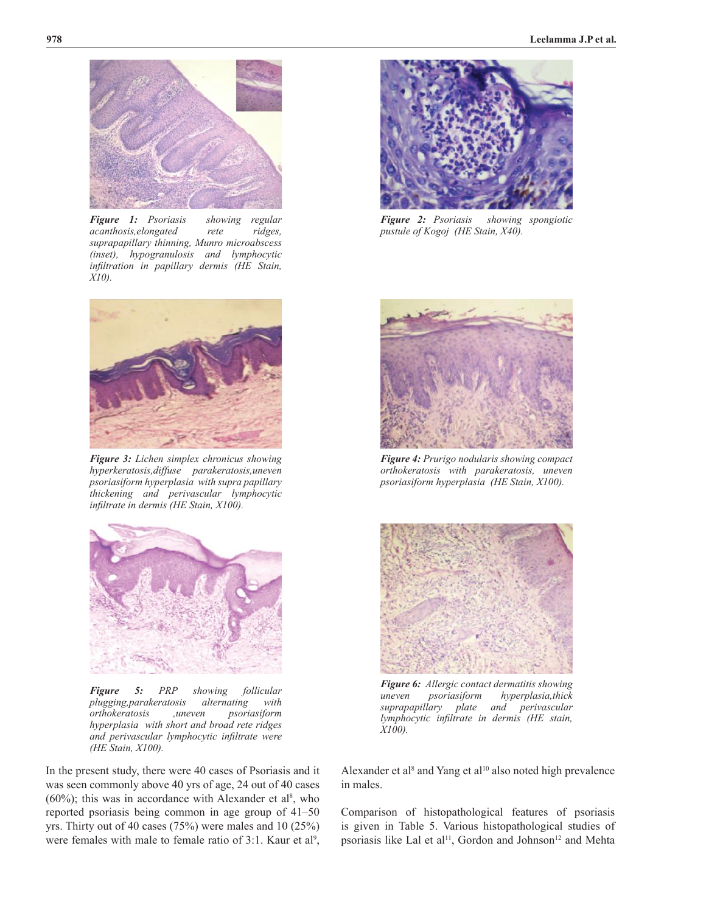*Figure 1: Psoriasis showing regular acanthosis,elongated rete ridges, suprapapillary thinning, Munro microabscess (inset), hypogranulosis and lymphocytic infiltration in papillary dermis (HE Stain, X10).*

*Figure 2: Psoriasis showing spongiotic pustule of Kogoj (HE Stain, X40).*

*Figure 3: Lichen simplex chronicus showing hyperkeratosis,diffuse parakeratosis,uneven psoriasiform hyperplasia with supra papillary thickening and perivascular lymphocytic infiltrate in dermis (HE Stain, X100).*

*Figure 4: Prurigo nodularis showing compact orthokeratosis with parakeratosis, uneven psoriasiform hyperplasia (HE Stain, X100).*

*Figure 5: PRP showing follicular plugging,parakeratosis alternating with orthokeratosis ,uneven psoriasiform hyperplasia with short and broad rete ridges and perivascular lymphocytic infiltrate were (HE Stain, X100).*

*Figure 6: Allergic contact dermatitis showing uneven psoriasiform hyperplasia,thick suprapapillary plate and perivascular lymphocytic infiltrate in dermis (HE stain, X100).*

In the present study, there were 40 cases of Psoriasis and it was seen commonly above 40 yrs of age, 24 out of 40 cases (60%); this was in accordance with Alexander et al[8], who reported psoriasis being common in age group of 41–50 yrs. Thirty out of 40 cases (75%) were males and 10 (25%) were females with male to female ratio of 3:1. Kaur et al[9], Alexander et al[8] and Yang et al[10] also noted high prevalence in males.

Comparison of histopathological features of psoriasis is given in Table 5. Various histopathological studies of psoriasis like Lal et al[11], Gordon and Johnson[12] and Mehta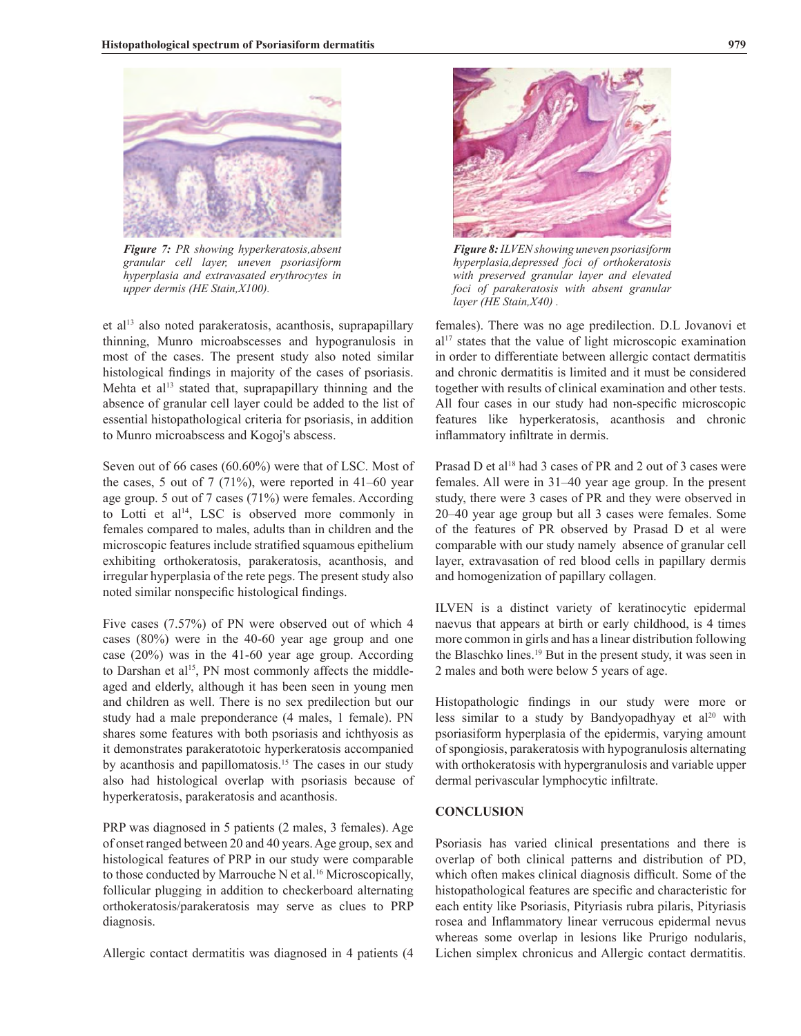*Figure 7: PR showing hyperkeratosis,absent granular cell layer, uneven psoriasiform hyperplasia and extravasated erythrocytes in upper dermis (HE Stain,X100).*

*Figure 8: ILVEN showing uneven psoriasiform hyperplasia,depressed foci of orthokeratosis with preserved granular layer and elevated foci of parakeratosis with absent granular layer (HE Stain,X40) .*

et al[13] also noted parakeratosis, acanthosis, suprapapillary thinning, Munro microabscesses and hypogranulosis in most of the cases. The present study also noted similar histological findings in majority of the cases of psoriasis. Mehta et al[13] stated that, suprapapillary thinning and the absence of granular cell layer could be added to the list of essential histopathological criteria for psoriasis, in addition to Munro microabscess and Kogoj's abscess.

Seven out of 66 cases (60.60%) were that of LSC. Most of the cases, 5 out of 7 (71%), were reported in 41–60 year age group. 5 out of 7 cases (71%) were females. According to Lotti et al[14], LSC is observed more commonly in females compared to males, adults than in children and the microscopic features include stratified squamous epithelium exhibiting orthokeratosis, parakeratosis, acanthosis, and irregular hyperplasia of the rete pegs. The present study also noted similar nonspecific histological findings.

Five cases (7.57%) of PN were observed out of which 4 cases (80%) were in the 40-60 year age group and one case (20%) was in the 41-60 year age group. According to Darshan et al[15], PN most commonly affects the middle-aged and elderly, although it has been seen in young men and children as well. There is no sex predilection but our study had a male preponderance (4 males, 1 female). PN shares some features with both psoriasis and ichthyosis as it demonstrates parakeratotoic hyperkeratosis accompanied by acanthosis and papillomatosis.[15] The cases in our study also had histological overlap with psoriasis because of hyperkeratosis, parakeratosis and acanthosis.

PRP was diagnosed in 5 patients (2 males, 3 females). Age of onset ranged between 20 and 40 years. Age group, sex and histological features of PRP in our study were comparable to those conducted by Marrouche N et al.[16] Microscopically, follicular plugging in addition to checkerboard alternating orthokeratosis/parakeratosis may serve as clues to PRP diagnosis.

Allergic contact dermatitis was diagnosed in 4 patients (4 females). There was no age predilection. D.L Jovanovi et al[17] states that the value of light microscopic examination in order to differentiate between allergic contact dermatitis and chronic dermatitis is limited and it must be considered together with results of clinical examination and other tests. All four cases in our study had non-specific microscopic features like hyperkeratosis, acanthosis and chronic inflammatory infiltrate in dermis.

Prasad D et al[18] had 3 cases of PR and 2 out of 3 cases were females. All were in 31–40 year age group. In the present study, there were 3 cases of PR and they were observed in 20–40 year age group but all 3 cases were females. Some of the features of PR observed by Prasad D et al were comparable with our study namely absence of granular cell layer, extravasation of red blood cells in papillary dermis and homogenization of papillary collagen.

ILVEN is a distinct variety of keratinocytic epidermal naevus that appears at birth or early childhood, is 4 times more common in girls and has a linear distribution following the Blaschko lines.[19] But in the present study, it was seen in 2 males and both were below 5 years of age.

Histopathologic findings in our study were more or less similar to a study by Bandyopadhyay et al[20] with psoriasiform hyperplasia of the epidermis, varying amount of spongiosis, parakeratosis with hypogranulosis alternating with orthokeratosis with hypergranulosis and variable upper dermal perivascular lymphocytic infiltrate.

## CONCLUSION

Psoriasis has varied clinical presentations and there is overlap of both clinical patterns and distribution of PD, which often makes clinical diagnosis difficult. Some of the histopathological features are specific and characteristic for each entity like Psoriasis, Pityriasis rubra pilaris, Pityriasis rosea and Inflammatory linear verrucous epidermal nevus whereas some overlap in lesions like Prurigo nodularis, Lichen simplex chronicus and Allergic contact dermatitis.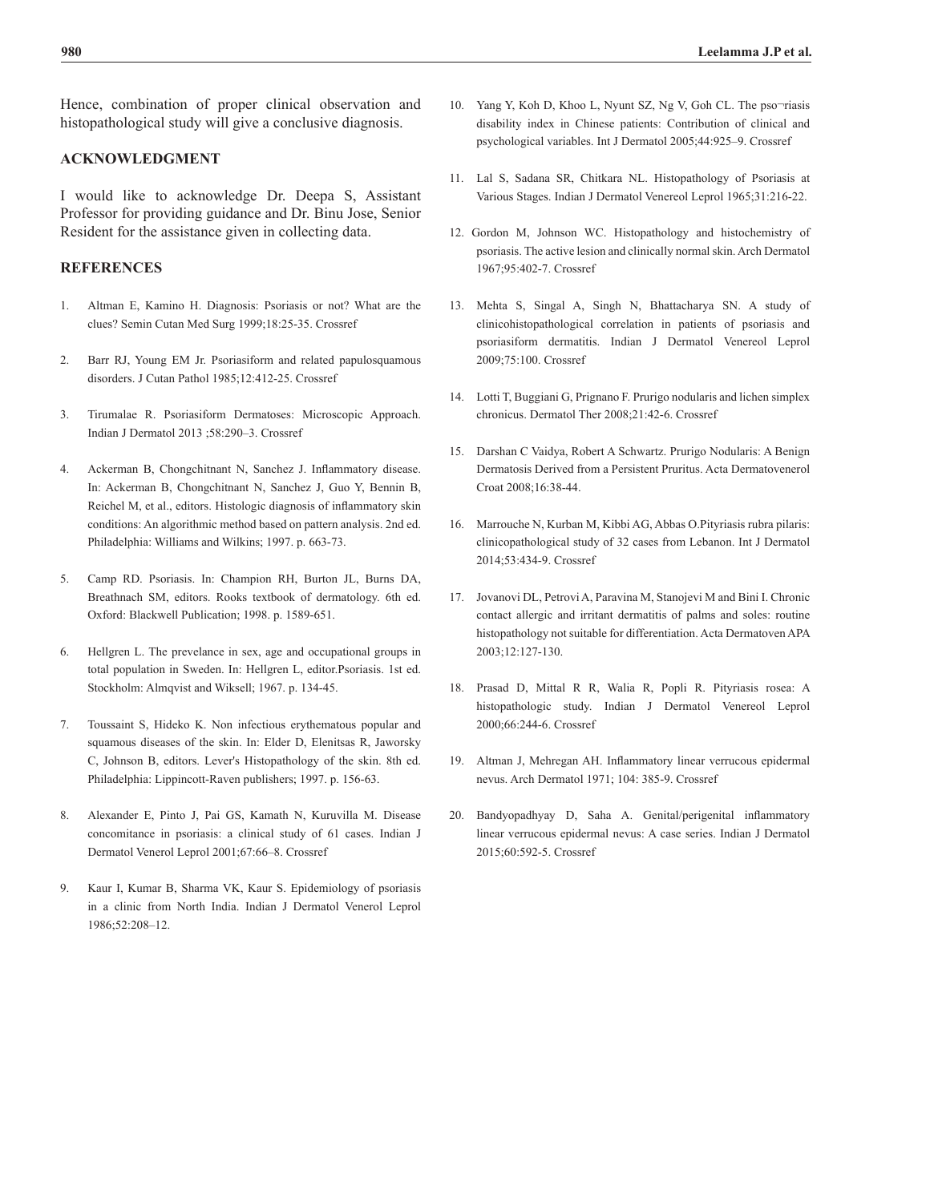Hence, combination of proper clinical observation and histopathological study will give a conclusive diagnosis.

## ACKNOWLEDGMENT

I would like to acknowledge Dr. Deepa S, Assistant Professor for providing guidance and Dr. Binu Jose, Senior Resident for the assistance given in collecting data.

## REFERENCES

1. Altman E, Kamino H. Diagnosis: Psoriasis or not? What are the clues? Semin Cutan Med Surg 1999;18:25-35. Crossref
2. Barr RJ, Young EM Jr. Psoriasiform and related papulosquamous disorders. J Cutan Pathol 1985;12:412-25. Crossref
3. Tirumalae R. Psoriasiform Dermatoses: Microscopic Approach. Indian J Dermatol 2013 ;58:290–3. Crossref
4. Ackerman B, Chongchitnant N, Sanchez J. Inflammatory disease. In: Ackerman B, Chongchitnant N, Sanchez J, Guo Y, Bennin B, Reichel M, et al., editors. Histologic diagnosis of inflammatory skin conditions: An algorithmic method based on pattern analysis. 2nd ed. Philadelphia: Williams and Wilkins; 1997. p. 663-73.
5. Camp RD. Psoriasis. In: Champion RH, Burton JL, Burns DA, Breathnach SM, editors. Rooks textbook of dermatology. 6th ed. Oxford: Blackwell Publication; 1998. p. 1589-651.
6. Hellgren L. The prevelance in sex, age and occupational groups in total population in Sweden. In: Hellgren L, editor.Psoriasis. 1st ed. Stockholm: Almqvist and Wiksell; 1967. p. 134-45.
7. Toussaint S, Hideko K. Non infectious erythematous popular and squamous diseases of the skin. In: Elder D, Elenitsas R, Jaworsky C, Johnson B, editors. Lever's Histopathology of the skin. 8th ed. Philadelphia: Lippincott-Raven publishers; 1997. p. 156-63.
8. Alexander E, Pinto J, Pai GS, Kamath N, Kuruvilla M. Disease concomitance in psoriasis: a clinical study of 61 cases. Indian J Dermatol Venerol Leprol 2001;67:66–8. Crossref
9. Kaur I, Kumar B, Sharma VK, Kaur S. Epidemiology of psoriasis in a clinic from North India. Indian J Dermatol Venerol Leprol 1986;52:208–12.
10. Yang Y, Koh D, Khoo L, Nyunt SZ, Ng V, Goh CL. The pso¬riasis disability index in Chinese patients: Contribution of clinical and psychological variables. Int J Dermatol 2005;44:925–9. Crossref
11. Lal S, Sadana SR, Chitkara NL. Histopathology of Psoriasis at Various Stages. Indian J Dermatol Venereol Leprol 1965;31:216-22.
12. Gordon M, Johnson WC. Histopathology and histochemistry of psoriasis. The active lesion and clinically normal skin. Arch Dermatol 1967;95:402-7. Crossref
13. Mehta S, Singal A, Singh N, Bhattacharya SN. A study of clinicohistopathological correlation in patients of psoriasis and psoriasiform dermatitis. Indian J Dermatol Venereol Leprol 2009;75:100. Crossref
14. Lotti T, Buggiani G, Prignano F. Prurigo nodularis and lichen simplex chronicus. Dermatol Ther 2008;21:42-6. Crossref
15. Darshan C Vaidya, Robert A Schwartz. Prurigo Nodularis: A Benign Dermatosis Derived from a Persistent Pruritus. Acta Dermatovenerol Croat 2008;16:38-44.
16. Marrouche N, Kurban M, Kibbi AG, Abbas O.Pityriasis rubra pilaris: clinicopathological study of 32 cases from Lebanon. Int J Dermatol 2014;53:434-9. Crossref
17. Jovanovi DL, Petrovi A, Paravina M, Stanojevi M and Bini I. Chronic contact allergic and irritant dermatitis of palms and soles: routine histopathology not suitable for differentiation. Acta Dermatoven APA 2003;12:127-130.
18. Prasad D, Mittal R R, Walia R, Popli R. Pityriasis rosea: A histopathologic study. Indian J Dermatol Venereol Leprol 2000;66:244-6. Crossref
19. Altman J, Mehregan AH. Inflammatory linear verrucous epidermal nevus. Arch Dermatol 1971; 104: 385-9. Crossref
20. Bandyopadhyay D, Saha A. Genital/perigenital inflammatory linear verrucous epidermal nevus: A case series. Indian J Dermatol 2015;60:592-5. Crossref